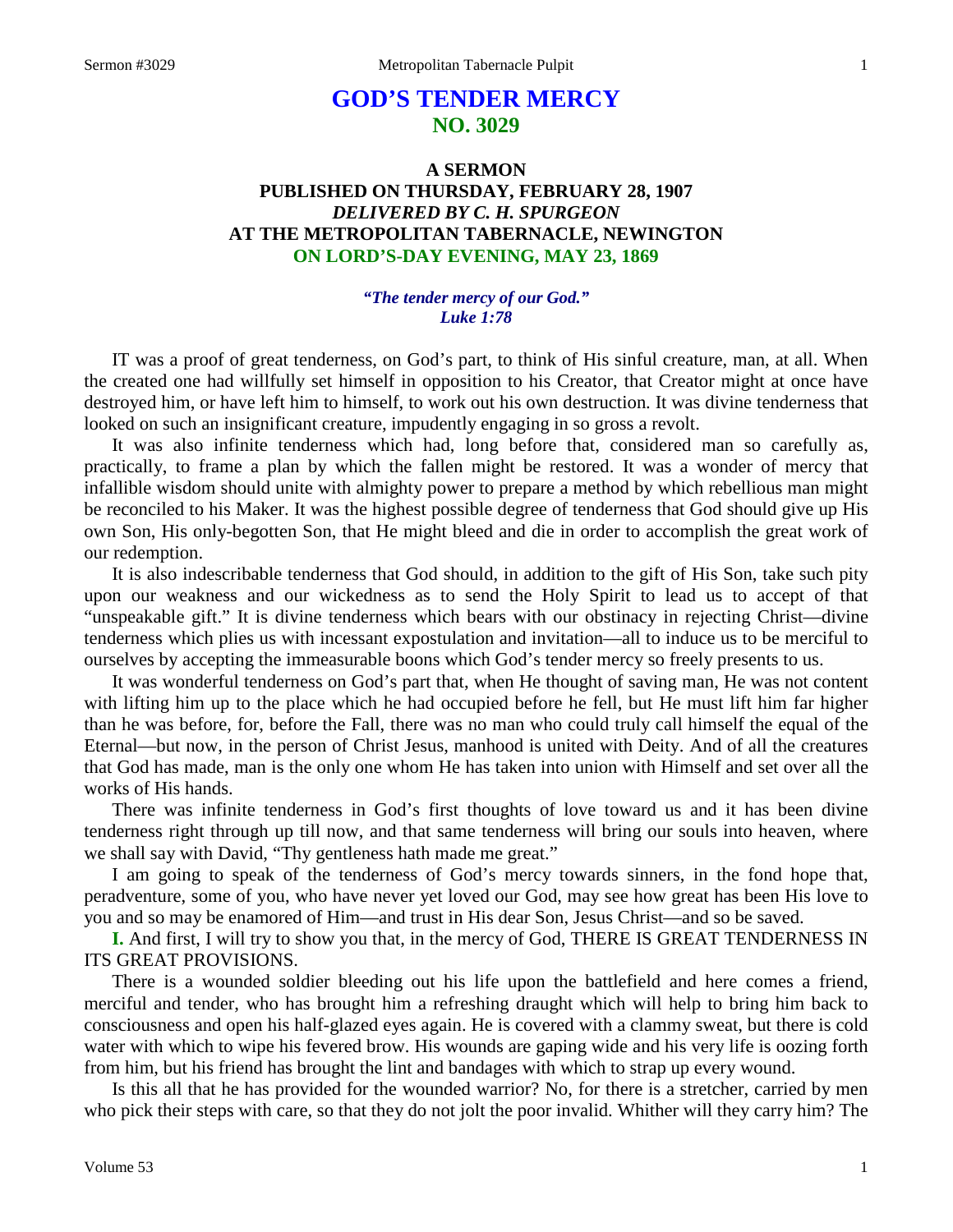# GOD'S TENDER MERCY
## NO. 3029

### A SERMON
### PUBLISHED ON THURSDAY, FEBRUARY 28, 1907
### *DELIVERED BY C. H. SPURGEON*
### AT THE METROPOLITAN TABERNACLE, NEWINGTON
### ON LORD'S-DAY EVENING, MAY 23, 1869

***"The tender mercy of our God."***
***Luke 1:78***

IT was a proof of great tenderness, on God's part, to think of His sinful creature, man, at all. When the created one had willfully set himself in opposition to his Creator, that Creator might at once have destroyed him, or have left him to himself, to work out his own destruction. It was divine tenderness that looked on such an insignificant creature, impudently engaging in so gross a revolt.

It was also infinite tenderness which had, long before that, considered man so carefully as, practically, to frame a plan by which the fallen might be restored. It was a wonder of mercy that infallible wisdom should unite with almighty power to prepare a method by which rebellious man might be reconciled to his Maker. It was the highest possible degree of tenderness that God should give up His own Son, His only-begotten Son, that He might bleed and die in order to accomplish the great work of our redemption.

It is also indescribable tenderness that God should, in addition to the gift of His Son, take such pity upon our weakness and our wickedness as to send the Holy Spirit to lead us to accept of that "unspeakable gift." It is divine tenderness which bears with our obstinacy in rejecting Christ—divine tenderness which plies us with incessant expostulation and invitation—all to induce us to be merciful to ourselves by accepting the immeasurable boons which God's tender mercy so freely presents to us.

It was wonderful tenderness on God's part that, when He thought of saving man, He was not content with lifting him up to the place which he had occupied before he fell, but He must lift him far higher than he was before, for, before the Fall, there was no man who could truly call himself the equal of the Eternal—but now, in the person of Christ Jesus, manhood is united with Deity. And of all the creatures that God has made, man is the only one whom He has taken into union with Himself and set over all the works of His hands.

There was infinite tenderness in God's first thoughts of love toward us and it has been divine tenderness right through up till now, and that same tenderness will bring our souls into heaven, where we shall say with David, "Thy gentleness hath made me great."

I am going to speak of the tenderness of God's mercy towards sinners, in the fond hope that, peradventure, some of you, who have never yet loved our God, may see how great has been His love to you and so may be enamored of Him—and trust in His dear Son, Jesus Christ—and so be saved.

**I.** And first, I will try to show you that, in the mercy of God, THERE IS GREAT TENDERNESS IN ITS GREAT PROVISIONS.

There is a wounded soldier bleeding out his life upon the battlefield and here comes a friend, merciful and tender, who has brought him a refreshing draught which will help to bring him back to consciousness and open his half-glazed eyes again. He is covered with a clammy sweat, but there is cold water with which to wipe his fevered brow. His wounds are gaping wide and his very life is oozing forth from him, but his friend has brought the lint and bandages with which to strap up every wound.

Is this all that he has provided for the wounded warrior? No, for there is a stretcher, carried by men who pick their steps with care, so that they do not jolt the poor invalid. Whither will they carry him? The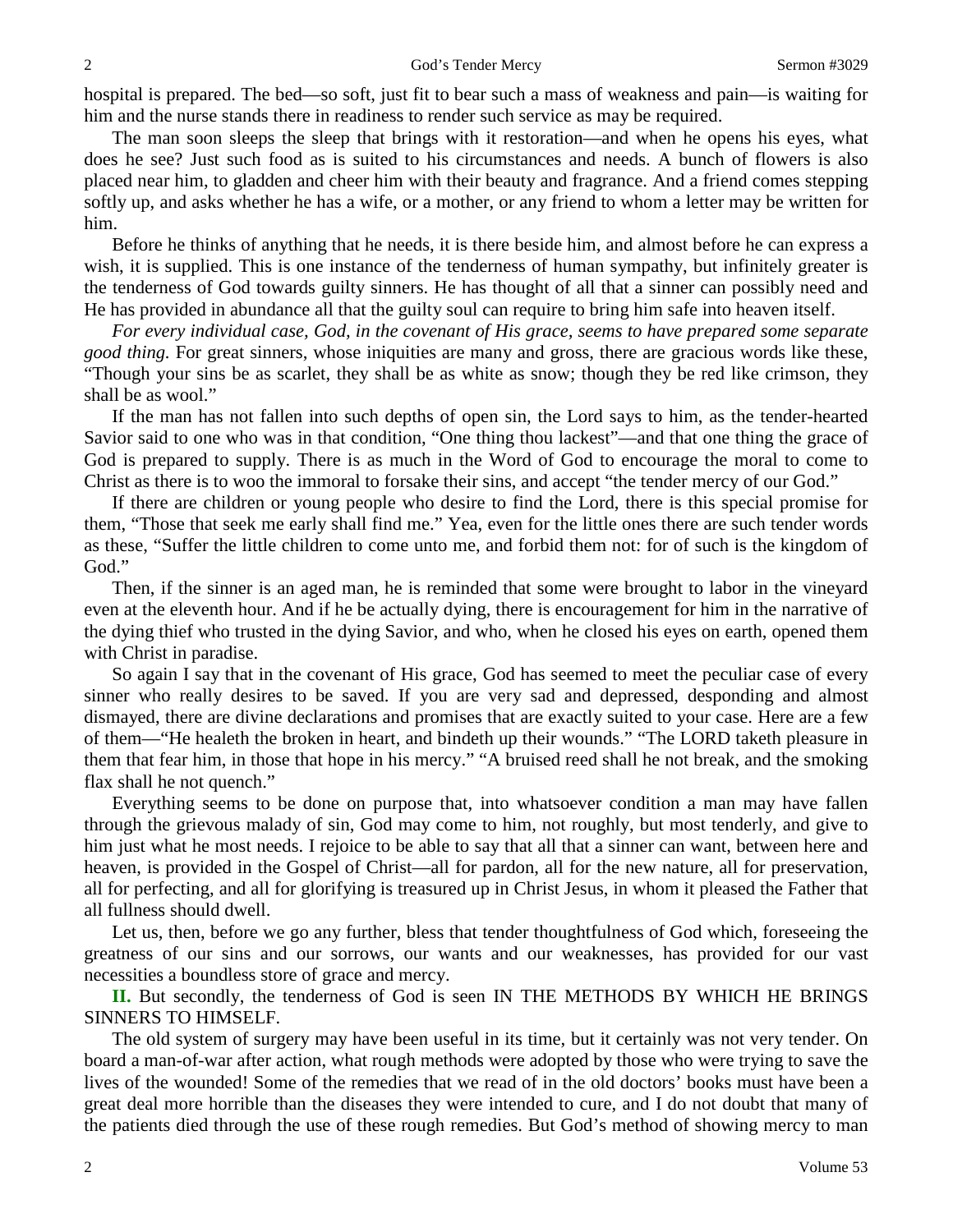hospital is prepared. The bed—so soft, just fit to bear such a mass of weakness and pain—is waiting for him and the nurse stands there in readiness to render such service as may be required.

The man soon sleeps the sleep that brings with it restoration—and when he opens his eyes, what does he see? Just such food as is suited to his circumstances and needs. A bunch of flowers is also placed near him, to gladden and cheer him with their beauty and fragrance. And a friend comes stepping softly up, and asks whether he has a wife, or a mother, or any friend to whom a letter may be written for him.

Before he thinks of anything that he needs, it is there beside him, and almost before he can express a wish, it is supplied. This is one instance of the tenderness of human sympathy, but infinitely greater is the tenderness of God towards guilty sinners. He has thought of all that a sinner can possibly need and He has provided in abundance all that the guilty soul can require to bring him safe into heaven itself.

*For every individual case, God, in the covenant of His grace, seems to have prepared some separate good thing.* For great sinners, whose iniquities are many and gross, there are gracious words like these, "Though your sins be as scarlet, they shall be as white as snow; though they be red like crimson, they shall be as wool."

If the man has not fallen into such depths of open sin, the Lord says to him, as the tender-hearted Savior said to one who was in that condition, "One thing thou lackest"—and that one thing the grace of God is prepared to supply. There is as much in the Word of God to encourage the moral to come to Christ as there is to woo the immoral to forsake their sins, and accept "the tender mercy of our God."

If there are children or young people who desire to find the Lord, there is this special promise for them, "Those that seek me early shall find me." Yea, even for the little ones there are such tender words as these, "Suffer the little children to come unto me, and forbid them not: for of such is the kingdom of God."

Then, if the sinner is an aged man, he is reminded that some were brought to labor in the vineyard even at the eleventh hour. And if he be actually dying, there is encouragement for him in the narrative of the dying thief who trusted in the dying Savior, and who, when he closed his eyes on earth, opened them with Christ in paradise.

So again I say that in the covenant of His grace, God has seemed to meet the peculiar case of every sinner who really desires to be saved. If you are very sad and depressed, desponding and almost dismayed, there are divine declarations and promises that are exactly suited to your case. Here are a few of them—"He healeth the broken in heart, and bindeth up their wounds." "The LORD taketh pleasure in them that fear him, in those that hope in his mercy." "A bruised reed shall he not break, and the smoking flax shall he not quench."

Everything seems to be done on purpose that, into whatsoever condition a man may have fallen through the grievous malady of sin, God may come to him, not roughly, but most tenderly, and give to him just what he most needs. I rejoice to be able to say that all that a sinner can want, between here and heaven, is provided in the Gospel of Christ—all for pardon, all for the new nature, all for preservation, all for perfecting, and all for glorifying is treasured up in Christ Jesus, in whom it pleased the Father that all fullness should dwell.

Let us, then, before we go any further, bless that tender thoughtfulness of God which, foreseeing the greatness of our sins and our sorrows, our wants and our weaknesses, has provided for our vast necessities a boundless store of grace and mercy.

**II.** But secondly, the tenderness of God is seen IN THE METHODS BY WHICH HE BRINGS SINNERS TO HIMSELF.

The old system of surgery may have been useful in its time, but it certainly was not very tender. On board a man-of-war after action, what rough methods were adopted by those who were trying to save the lives of the wounded! Some of the remedies that we read of in the old doctors' books must have been a great deal more horrible than the diseases they were intended to cure, and I do not doubt that many of the patients died through the use of these rough remedies. But God's method of showing mercy to man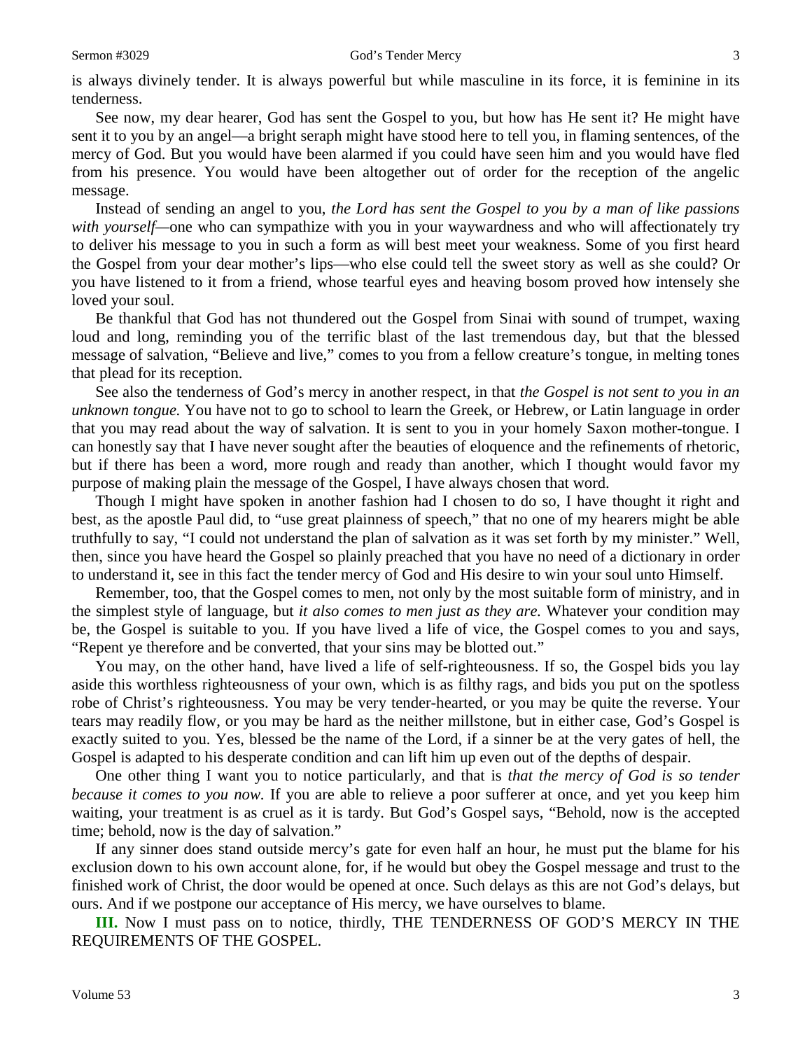is always divinely tender. It is always powerful but while masculine in its force, it is feminine in its tenderness.

See now, my dear hearer, God has sent the Gospel to you, but how has He sent it? He might have sent it to you by an angel—a bright seraph might have stood here to tell you, in flaming sentences, of the mercy of God. But you would have been alarmed if you could have seen him and you would have fled from his presence. You would have been altogether out of order for the reception of the angelic message.

Instead of sending an angel to you, *the Lord has sent the Gospel to you by a man of like passions with yourself—*one who can sympathize with you in your waywardness and who will affectionately try to deliver his message to you in such a form as will best meet your weakness. Some of you first heard the Gospel from your dear mother's lips—who else could tell the sweet story as well as she could? Or you have listened to it from a friend, whose tearful eyes and heaving bosom proved how intensely she loved your soul.

Be thankful that God has not thundered out the Gospel from Sinai with sound of trumpet, waxing loud and long, reminding you of the terrific blast of the last tremendous day, but that the blessed message of salvation, "Believe and live," comes to you from a fellow creature's tongue, in melting tones that plead for its reception.

See also the tenderness of God's mercy in another respect, in that *the Gospel is not sent to you in an unknown tongue.* You have not to go to school to learn the Greek, or Hebrew, or Latin language in order that you may read about the way of salvation. It is sent to you in your homely Saxon mother-tongue. I can honestly say that I have never sought after the beauties of eloquence and the refinements of rhetoric, but if there has been a word, more rough and ready than another, which I thought would favor my purpose of making plain the message of the Gospel, I have always chosen that word.

Though I might have spoken in another fashion had I chosen to do so, I have thought it right and best, as the apostle Paul did, to "use great plainness of speech," that no one of my hearers might be able truthfully to say, "I could not understand the plan of salvation as it was set forth by my minister." Well, then, since you have heard the Gospel so plainly preached that you have no need of a dictionary in order to understand it, see in this fact the tender mercy of God and His desire to win your soul unto Himself.

Remember, too, that the Gospel comes to men, not only by the most suitable form of ministry, and in the simplest style of language, but *it also comes to men just as they are.* Whatever your condition may be, the Gospel is suitable to you. If you have lived a life of vice, the Gospel comes to you and says, "Repent ye therefore and be converted, that your sins may be blotted out."

You may, on the other hand, have lived a life of self-righteousness. If so, the Gospel bids you lay aside this worthless righteousness of your own, which is as filthy rags, and bids you put on the spotless robe of Christ's righteousness. You may be very tender-hearted, or you may be quite the reverse. Your tears may readily flow, or you may be hard as the neither millstone, but in either case, God's Gospel is exactly suited to you. Yes, blessed be the name of the Lord, if a sinner be at the very gates of hell, the Gospel is adapted to his desperate condition and can lift him up even out of the depths of despair.

One other thing I want you to notice particularly, and that is *that the mercy of God is so tender because it comes to you now.* If you are able to relieve a poor sufferer at once, and yet you keep him waiting, your treatment is as cruel as it is tardy. But God's Gospel says, "Behold, now is the accepted time; behold, now is the day of salvation."

If any sinner does stand outside mercy's gate for even half an hour, he must put the blame for his exclusion down to his own account alone, for, if he would but obey the Gospel message and trust to the finished work of Christ, the door would be opened at once. Such delays as this are not God's delays, but ours. And if we postpone our acceptance of His mercy, we have ourselves to blame.

**III.** Now I must pass on to notice, thirdly, THE TENDERNESS OF GOD'S MERCY IN THE REQUIREMENTS OF THE GOSPEL.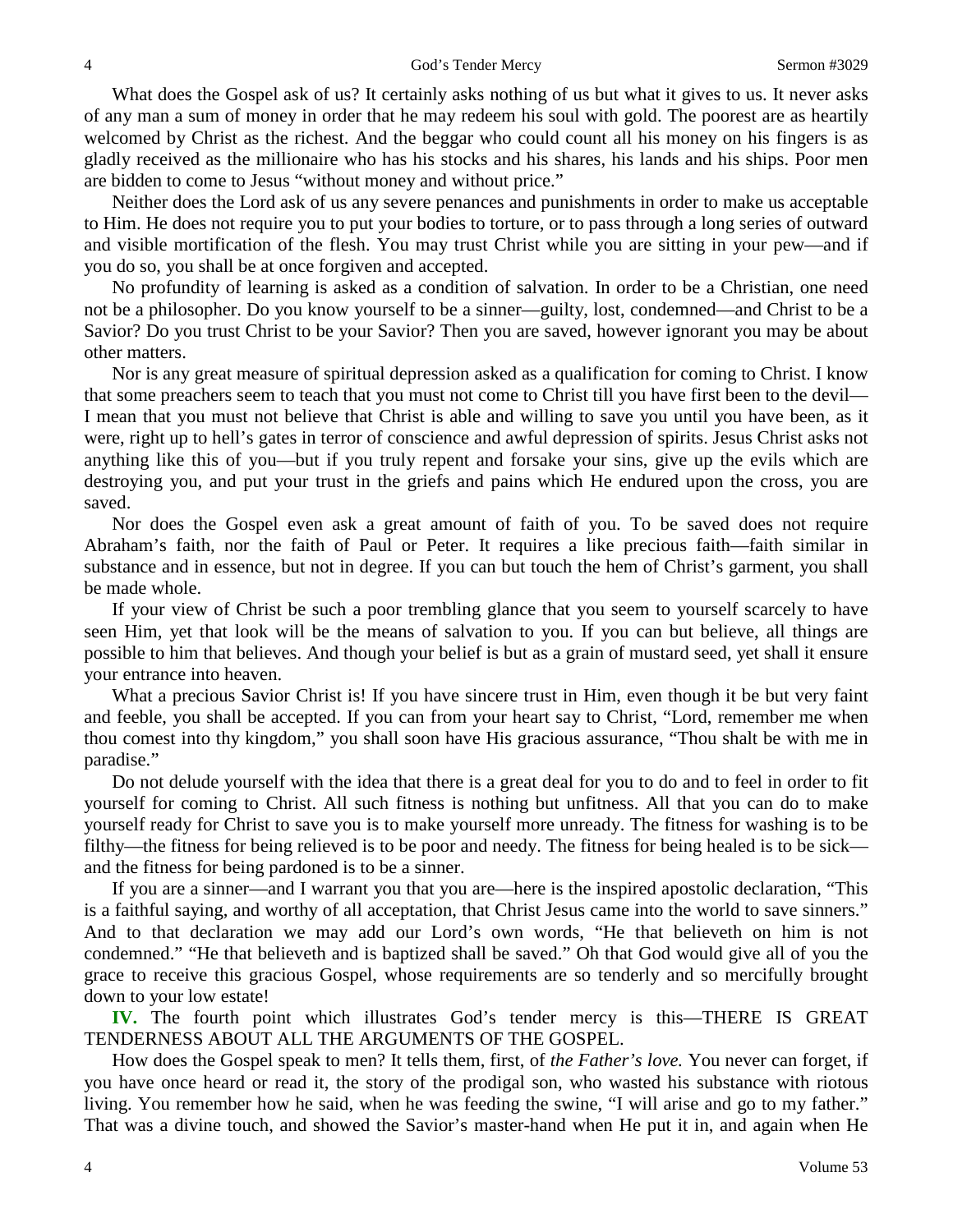What does the Gospel ask of us? It certainly asks nothing of us but what it gives to us. It never asks of any man a sum of money in order that he may redeem his soul with gold. The poorest are as heartily welcomed by Christ as the richest. And the beggar who could count all his money on his fingers is as gladly received as the millionaire who has his stocks and his shares, his lands and his ships. Poor men are bidden to come to Jesus "without money and without price."

Neither does the Lord ask of us any severe penances and punishments in order to make us acceptable to Him. He does not require you to put your bodies to torture, or to pass through a long series of outward and visible mortification of the flesh. You may trust Christ while you are sitting in your pew—and if you do so, you shall be at once forgiven and accepted.

No profundity of learning is asked as a condition of salvation. In order to be a Christian, one need not be a philosopher. Do you know yourself to be a sinner—guilty, lost, condemned—and Christ to be a Savior? Do you trust Christ to be your Savior? Then you are saved, however ignorant you may be about other matters.

Nor is any great measure of spiritual depression asked as a qualification for coming to Christ. I know that some preachers seem to teach that you must not come to Christ till you have first been to the devil—I mean that you must not believe that Christ is able and willing to save you until you have been, as it were, right up to hell's gates in terror of conscience and awful depression of spirits. Jesus Christ asks not anything like this of you—but if you truly repent and forsake your sins, give up the evils which are destroying you, and put your trust in the griefs and pains which He endured upon the cross, you are saved.

Nor does the Gospel even ask a great amount of faith of you. To be saved does not require Abraham's faith, nor the faith of Paul or Peter. It requires a like precious faith—faith similar in substance and in essence, but not in degree. If you can but touch the hem of Christ's garment, you shall be made whole.

If your view of Christ be such a poor trembling glance that you seem to yourself scarcely to have seen Him, yet that look will be the means of salvation to you. If you can but believe, all things are possible to him that believes. And though your belief is but as a grain of mustard seed, yet shall it ensure your entrance into heaven.

What a precious Savior Christ is! If you have sincere trust in Him, even though it be but very faint and feeble, you shall be accepted. If you can from your heart say to Christ, "Lord, remember me when thou comest into thy kingdom," you shall soon have His gracious assurance, "Thou shalt be with me in paradise."

Do not delude yourself with the idea that there is a great deal for you to do and to feel in order to fit yourself for coming to Christ. All such fitness is nothing but unfitness. All that you can do to make yourself ready for Christ to save you is to make yourself more unready. The fitness for washing is to be filthy—the fitness for being relieved is to be poor and needy. The fitness for being healed is to be sick—and the fitness for being pardoned is to be a sinner.

If you are a sinner—and I warrant you that you are—here is the inspired apostolic declaration, "This is a faithful saying, and worthy of all acceptation, that Christ Jesus came into the world to save sinners." And to that declaration we may add our Lord's own words, "He that believeth on him is not condemned." "He that believeth and is baptized shall be saved." Oh that God would give all of you the grace to receive this gracious Gospel, whose requirements are so tenderly and so mercifully brought down to your low estate!

**IV.** The fourth point which illustrates God's tender mercy is this—THERE IS GREAT TENDERNESS ABOUT ALL THE ARGUMENTS OF THE GOSPEL.

How does the Gospel speak to men? It tells them, first, of *the Father's love.* You never can forget, if you have once heard or read it, the story of the prodigal son, who wasted his substance with riotous living. You remember how he said, when he was feeding the swine, "I will arise and go to my father." That was a divine touch, and showed the Savior's master-hand when He put it in, and again when He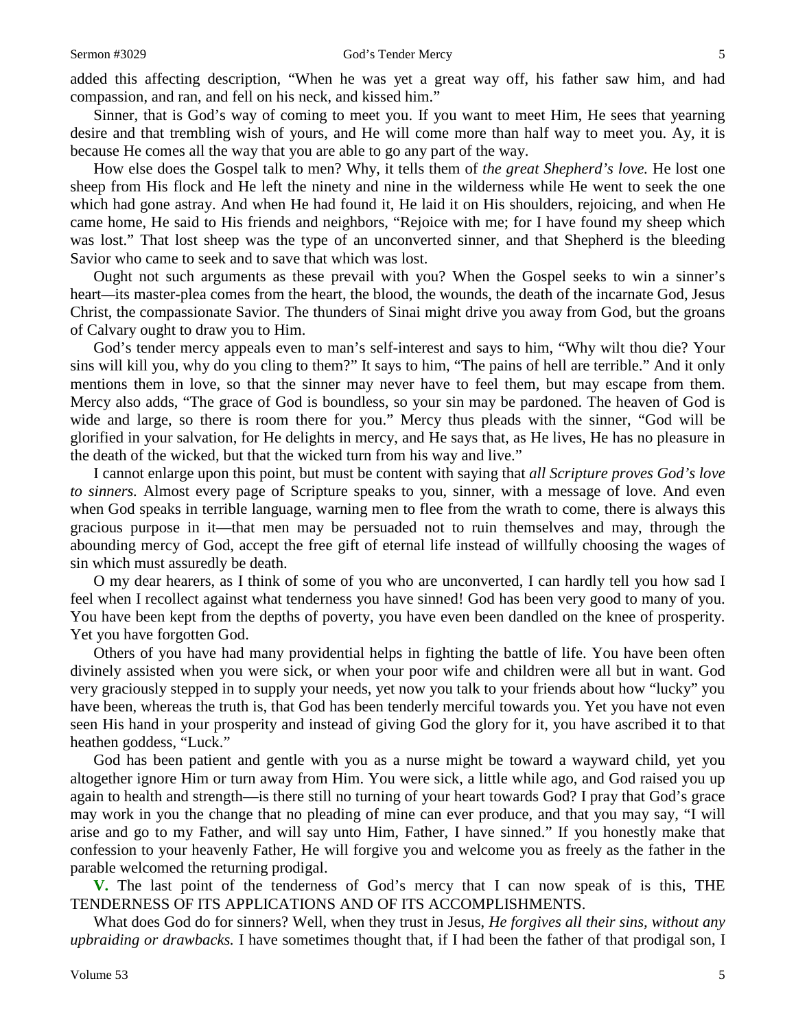added this affecting description, "When he was yet a great way off, his father saw him, and had compassion, and ran, and fell on his neck, and kissed him."

Sinner, that is God's way of coming to meet you. If you want to meet Him, He sees that yearning desire and that trembling wish of yours, and He will come more than half way to meet you. Ay, it is because He comes all the way that you are able to go any part of the way.

How else does the Gospel talk to men? Why, it tells them of *the great Shepherd's love.* He lost one sheep from His flock and He left the ninety and nine in the wilderness while He went to seek the one which had gone astray. And when He had found it, He laid it on His shoulders, rejoicing, and when He came home, He said to His friends and neighbors, "Rejoice with me; for I have found my sheep which was lost." That lost sheep was the type of an unconverted sinner, and that Shepherd is the bleeding Savior who came to seek and to save that which was lost.

Ought not such arguments as these prevail with you? When the Gospel seeks to win a sinner's heart—its master-plea comes from the heart, the blood, the wounds, the death of the incarnate God, Jesus Christ, the compassionate Savior. The thunders of Sinai might drive you away from God, but the groans of Calvary ought to draw you to Him.

God's tender mercy appeals even to man's self-interest and says to him, "Why wilt thou die? Your sins will kill you, why do you cling to them?" It says to him, "The pains of hell are terrible." And it only mentions them in love, so that the sinner may never have to feel them, but may escape from them. Mercy also adds, "The grace of God is boundless, so your sin may be pardoned. The heaven of God is wide and large, so there is room there for you." Mercy thus pleads with the sinner, "God will be glorified in your salvation, for He delights in mercy, and He says that, as He lives, He has no pleasure in the death of the wicked, but that the wicked turn from his way and live."

I cannot enlarge upon this point, but must be content with saying that *all Scripture proves God's love to sinners.* Almost every page of Scripture speaks to you, sinner, with a message of love. And even when God speaks in terrible language, warning men to flee from the wrath to come, there is always this gracious purpose in it—that men may be persuaded not to ruin themselves and may, through the abounding mercy of God, accept the free gift of eternal life instead of willfully choosing the wages of sin which must assuredly be death.

O my dear hearers, as I think of some of you who are unconverted, I can hardly tell you how sad I feel when I recollect against what tenderness you have sinned! God has been very good to many of you. You have been kept from the depths of poverty, you have even been dandled on the knee of prosperity. Yet you have forgotten God.

Others of you have had many providential helps in fighting the battle of life. You have been often divinely assisted when you were sick, or when your poor wife and children were all but in want. God very graciously stepped in to supply your needs, yet now you talk to your friends about how "lucky" you have been, whereas the truth is, that God has been tenderly merciful towards you. Yet you have not even seen His hand in your prosperity and instead of giving God the glory for it, you have ascribed it to that heathen goddess, "Luck."

God has been patient and gentle with you as a nurse might be toward a wayward child, yet you altogether ignore Him or turn away from Him. You were sick, a little while ago, and God raised you up again to health and strength—is there still no turning of your heart towards God? I pray that God's grace may work in you the change that no pleading of mine can ever produce, and that you may say, "I will arise and go to my Father, and will say unto Him, Father, I have sinned." If you honestly make that confession to your heavenly Father, He will forgive you and welcome you as freely as the father in the parable welcomed the returning prodigal.

**V.** The last point of the tenderness of God's mercy that I can now speak of is this, THE TENDERNESS OF ITS APPLICATIONS AND OF ITS ACCOMPLISHMENTS.

What does God do for sinners? Well, when they trust in Jesus, *He forgives all their sins, without any upbraiding or drawbacks.* I have sometimes thought that, if I had been the father of that prodigal son, I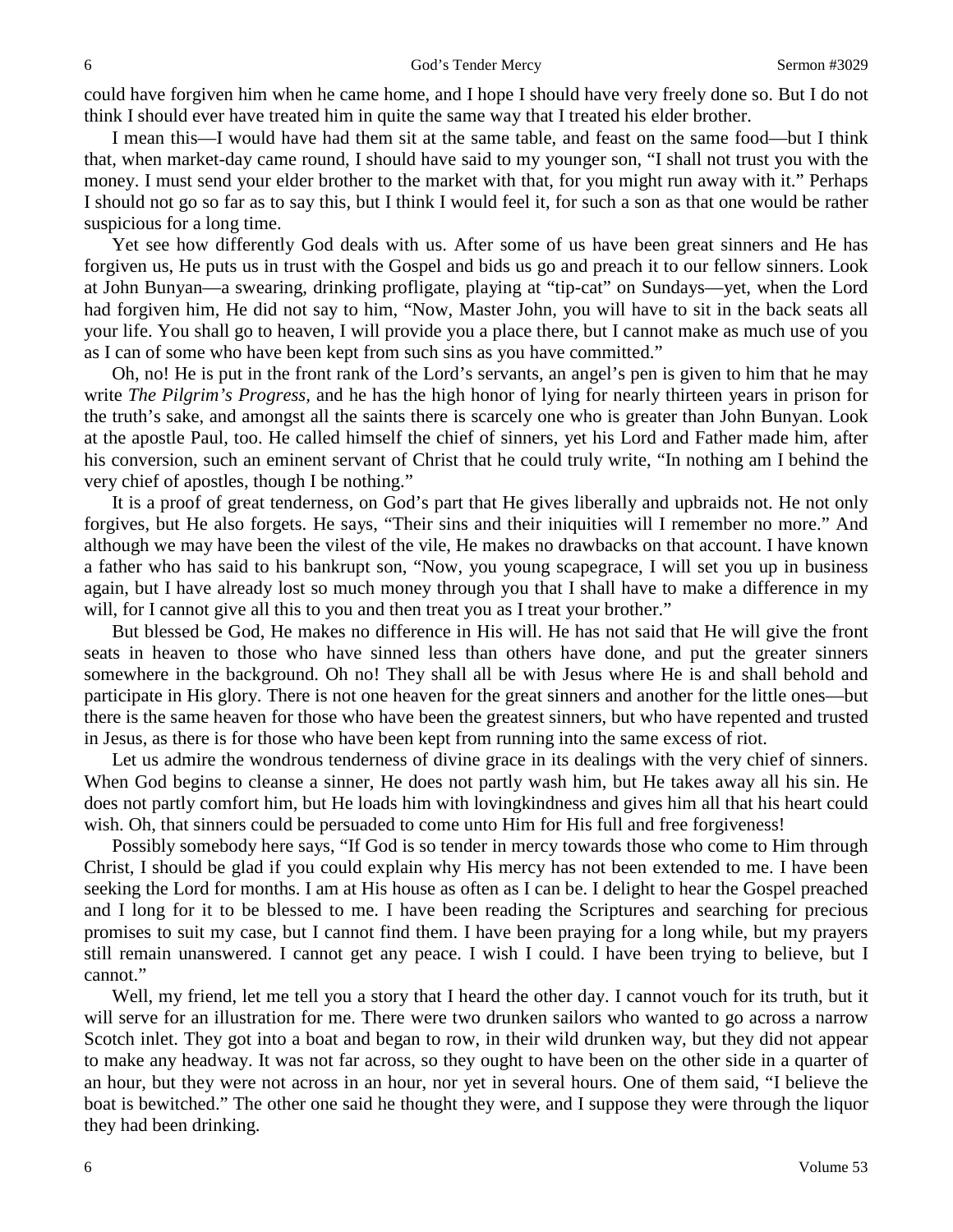could have forgiven him when he came home, and I hope I should have very freely done so. But I do not think I should ever have treated him in quite the same way that I treated his elder brother.

I mean this—I would have had them sit at the same table, and feast on the same food—but I think that, when market-day came round, I should have said to my younger son, "I shall not trust you with the money. I must send your elder brother to the market with that, for you might run away with it." Perhaps I should not go so far as to say this, but I think I would feel it, for such a son as that one would be rather suspicious for a long time.

Yet see how differently God deals with us. After some of us have been great sinners and He has forgiven us, He puts us in trust with the Gospel and bids us go and preach it to our fellow sinners. Look at John Bunyan—a swearing, drinking profligate, playing at "tip-cat" on Sundays—yet, when the Lord had forgiven him, He did not say to him, "Now, Master John, you will have to sit in the back seats all your life. You shall go to heaven, I will provide you a place there, but I cannot make as much use of you as I can of some who have been kept from such sins as you have committed."

Oh, no! He is put in the front rank of the Lord's servants, an angel's pen is given to him that he may write *The Pilgrim's Progress*, and he has the high honor of lying for nearly thirteen years in prison for the truth's sake, and amongst all the saints there is scarcely one who is greater than John Bunyan. Look at the apostle Paul, too. He called himself the chief of sinners, yet his Lord and Father made him, after his conversion, such an eminent servant of Christ that he could truly write, "In nothing am I behind the very chief of apostles, though I be nothing."

It is a proof of great tenderness, on God's part that He gives liberally and upbraids not. He not only forgives, but He also forgets. He says, "Their sins and their iniquities will I remember no more." And although we may have been the vilest of the vile, He makes no drawbacks on that account. I have known a father who has said to his bankrupt son, "Now, you young scapegrace, I will set you up in business again, but I have already lost so much money through you that I shall have to make a difference in my will, for I cannot give all this to you and then treat you as I treat your brother."

But blessed be God, He makes no difference in His will. He has not said that He will give the front seats in heaven to those who have sinned less than others have done, and put the greater sinners somewhere in the background. Oh no! They shall all be with Jesus where He is and shall behold and participate in His glory. There is not one heaven for the great sinners and another for the little ones—but there is the same heaven for those who have been the greatest sinners, but who have repented and trusted in Jesus, as there is for those who have been kept from running into the same excess of riot.

Let us admire the wondrous tenderness of divine grace in its dealings with the very chief of sinners. When God begins to cleanse a sinner, He does not partly wash him, but He takes away all his sin. He does not partly comfort him, but He loads him with lovingkindness and gives him all that his heart could wish. Oh, that sinners could be persuaded to come unto Him for His full and free forgiveness!

Possibly somebody here says, "If God is so tender in mercy towards those who come to Him through Christ, I should be glad if you could explain why His mercy has not been extended to me. I have been seeking the Lord for months. I am at His house as often as I can be. I delight to hear the Gospel preached and I long for it to be blessed to me. I have been reading the Scriptures and searching for precious promises to suit my case, but I cannot find them. I have been praying for a long while, but my prayers still remain unanswered. I cannot get any peace. I wish I could. I have been trying to believe, but I cannot."

Well, my friend, let me tell you a story that I heard the other day. I cannot vouch for its truth, but it will serve for an illustration for me. There were two drunken sailors who wanted to go across a narrow Scotch inlet. They got into a boat and began to row, in their wild drunken way, but they did not appear to make any headway. It was not far across, so they ought to have been on the other side in a quarter of an hour, but they were not across in an hour, nor yet in several hours. One of them said, "I believe the boat is bewitched." The other one said he thought they were, and I suppose they were through the liquor they had been drinking.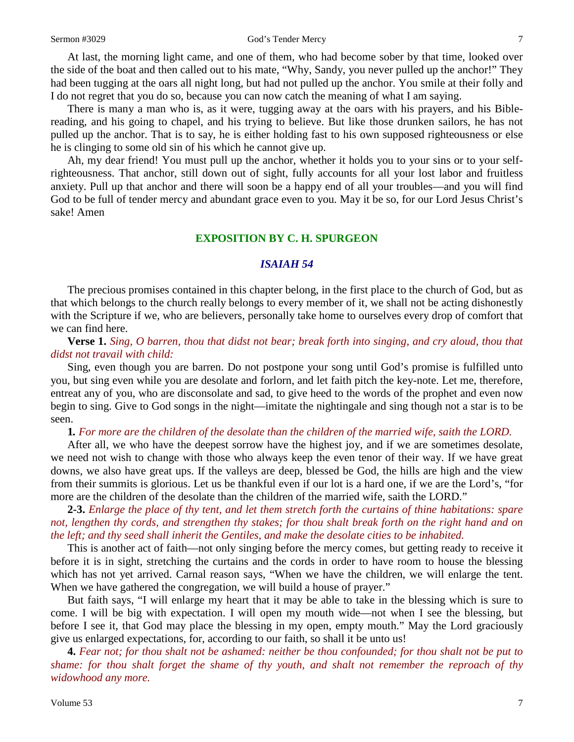At last, the morning light came, and one of them, who had become sober by that time, looked over the side of the boat and then called out to his mate, "Why, Sandy, you never pulled up the anchor!" They had been tugging at the oars all night long, but had not pulled up the anchor. You smile at their folly and I do not regret that you do so, because you can now catch the meaning of what I am saying.

There is many a man who is, as it were, tugging away at the oars with his prayers, and his Bible-reading, and his going to chapel, and his trying to believe. But like those drunken sailors, he has not pulled up the anchor. That is to say, he is either holding fast to his own supposed righteousness or else he is clinging to some old sin of his which he cannot give up.

Ah, my dear friend! You must pull up the anchor, whether it holds you to your sins or to your self-righteousness. That anchor, still down out of sight, fully accounts for all your lost labor and fruitless anxiety. Pull up that anchor and there will soon be a happy end of all your troubles—and you will find God to be full of tender mercy and abundant grace even to you. May it be so, for our Lord Jesus Christ's sake! Amen

## EXPOSITION BY C. H. SPURGEON

### *ISAIAH 54*

The precious promises contained in this chapter belong, in the first place to the church of God, but as that which belongs to the church really belongs to every member of it, we shall not be acting dishonestly with the Scripture if we, who are believers, personally take home to ourselves every drop of comfort that we can find here.

**Verse 1.** *Sing, O barren, thou that didst not bear; break forth into singing, and cry aloud, thou that didst not travail with child:*

Sing, even though you are barren. Do not postpone your song until God's promise is fulfilled unto you, but sing even while you are desolate and forlorn, and let faith pitch the key-note. Let me, therefore, entreat any of you, who are disconsolate and sad, to give heed to the words of the prophet and even now begin to sing. Give to God songs in the night—imitate the nightingale and sing though not a star is to be seen.

**1.** *For more are the children of the desolate than the children of the married wife, saith the LORD.*

After all, we who have the deepest sorrow have the highest joy, and if we are sometimes desolate, we need not wish to change with those who always keep the even tenor of their way. If we have great downs, we also have great ups. If the valleys are deep, blessed be God, the hills are high and the view from their summits is glorious. Let us be thankful even if our lot is a hard one, if we are the Lord's, "for more are the children of the desolate than the children of the married wife, saith the LORD."

**2-3.** *Enlarge the place of thy tent, and let them stretch forth the curtains of thine habitations: spare not, lengthen thy cords, and strengthen thy stakes; for thou shalt break forth on the right hand and on the left; and thy seed shall inherit the Gentiles, and make the desolate cities to be inhabited.*

This is another act of faith—not only singing before the mercy comes, but getting ready to receive it before it is in sight, stretching the curtains and the cords in order to have room to house the blessing which has not yet arrived. Carnal reason says, "When we have the children, we will enlarge the tent. When we have gathered the congregation, we will build a house of prayer."

But faith says, "I will enlarge my heart that it may be able to take in the blessing which is sure to come. I will be big with expectation. I will open my mouth wide—not when I see the blessing, but before I see it, that God may place the blessing in my open, empty mouth." May the Lord graciously give us enlarged expectations, for, according to our faith, so shall it be unto us!

**4.** *Fear not; for thou shalt not be ashamed: neither be thou confounded; for thou shalt not be put to shame: for thou shalt forget the shame of thy youth, and shalt not remember the reproach of thy widowhood any more.*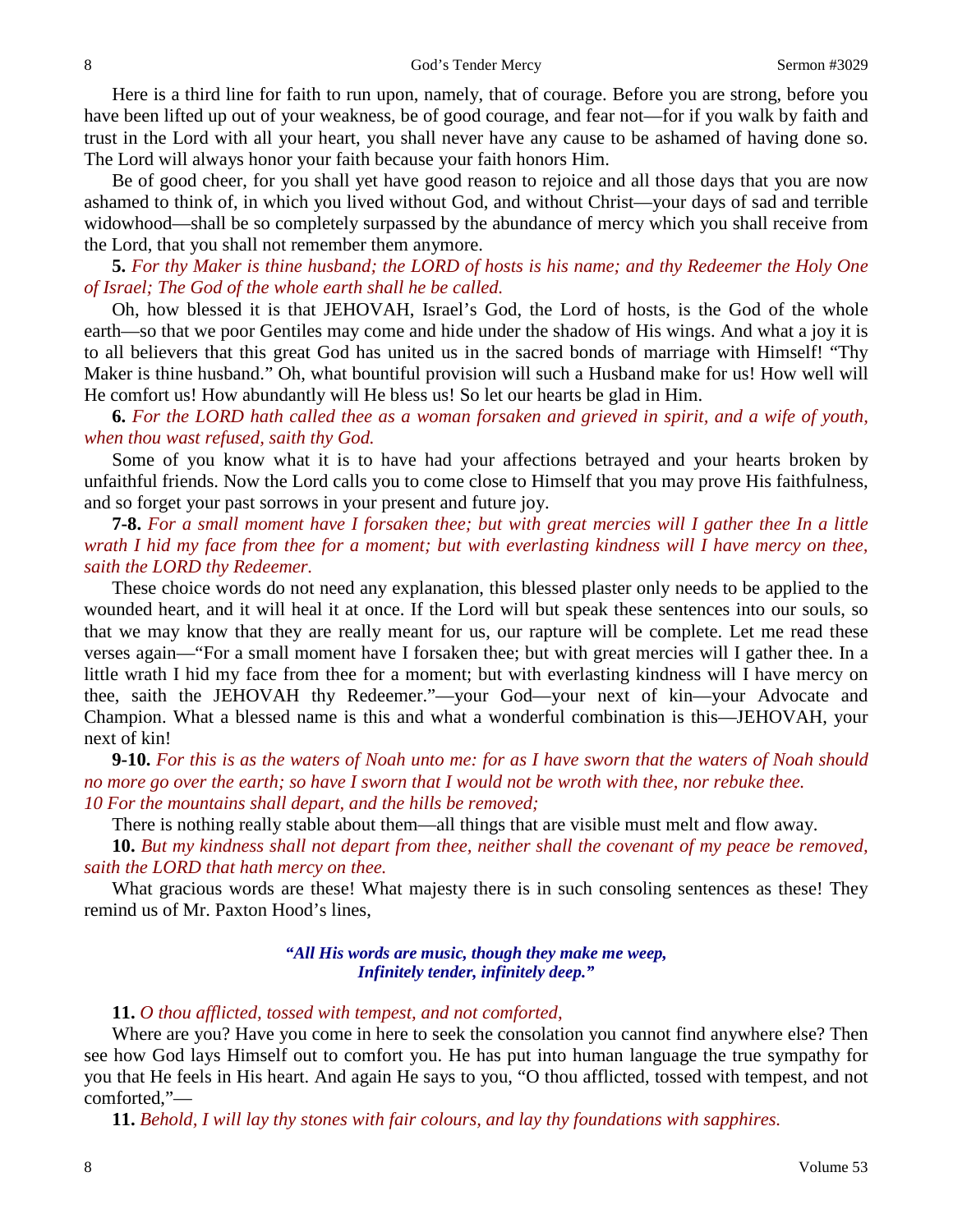Here is a third line for faith to run upon, namely, that of courage. Before you are strong, before you have been lifted up out of your weakness, be of good courage, and fear not—for if you walk by faith and trust in the Lord with all your heart, you shall never have any cause to be ashamed of having done so. The Lord will always honor your faith because your faith honors Him.

Be of good cheer, for you shall yet have good reason to rejoice and all those days that you are now ashamed to think of, in which you lived without God, and without Christ—your days of sad and terrible widowhood—shall be so completely surpassed by the abundance of mercy which you shall receive from the Lord, that you shall not remember them anymore.

**5.** *For thy Maker is thine husband; the LORD of hosts is his name; and thy Redeemer the Holy One of Israel; The God of the whole earth shall he be called.*

Oh, how blessed it is that JEHOVAH, Israel's God, the Lord of hosts, is the God of the whole earth—so that we poor Gentiles may come and hide under the shadow of His wings. And what a joy it is to all believers that this great God has united us in the sacred bonds of marriage with Himself! "Thy Maker is thine husband." Oh, what bountiful provision will such a Husband make for us! How well will He comfort us! How abundantly will He bless us! So let our hearts be glad in Him.

**6.** *For the LORD hath called thee as a woman forsaken and grieved in spirit, and a wife of youth, when thou wast refused, saith thy God.*

Some of you know what it is to have had your affections betrayed and your hearts broken by unfaithful friends. Now the Lord calls you to come close to Himself that you may prove His faithfulness, and so forget your past sorrows in your present and future joy.

**7-8.** *For a small moment have I forsaken thee; but with great mercies will I gather thee In a little wrath I hid my face from thee for a moment; but with everlasting kindness will I have mercy on thee, saith the LORD thy Redeemer.*

These choice words do not need any explanation, this blessed plaster only needs to be applied to the wounded heart, and it will heal it at once. If the Lord will but speak these sentences into our souls, so that we may know that they are really meant for us, our rapture will be complete. Let me read these verses again—"For a small moment have I forsaken thee; but with great mercies will I gather thee. In a little wrath I hid my face from thee for a moment; but with everlasting kindness will I have mercy on thee, saith the JEHOVAH thy Redeemer."—your God—your next of kin—your Advocate and Champion. What a blessed name is this and what a wonderful combination is this—JEHOVAH, your next of kin!

**9-10.** *For this is as the waters of Noah unto me: for as I have sworn that the waters of Noah should no more go over the earth; so have I sworn that I would not be wroth with thee, nor rebuke thee.*
*10 For the mountains shall depart, and the hills be removed;*

There is nothing really stable about them—all things that are visible must melt and flow away.

**10.** *But my kindness shall not depart from thee, neither shall the covenant of my peace be removed, saith the LORD that hath mercy on thee.*

What gracious words are these! What majesty there is in such consoling sentences as these! They remind us of Mr. Paxton Hood's lines,

> ***"All His words are music, though they make me weep,***
> ***Infinitely tender, infinitely deep."***

**11.** *O thou afflicted, tossed with tempest, and not comforted,*

Where are you? Have you come in here to seek the consolation you cannot find anywhere else? Then see how God lays Himself out to comfort you. He has put into human language the true sympathy for you that He feels in His heart. And again He says to you, "O thou afflicted, tossed with tempest, and not comforted,"—

**11.** *Behold, I will lay thy stones with fair colours, and lay thy foundations with sapphires.*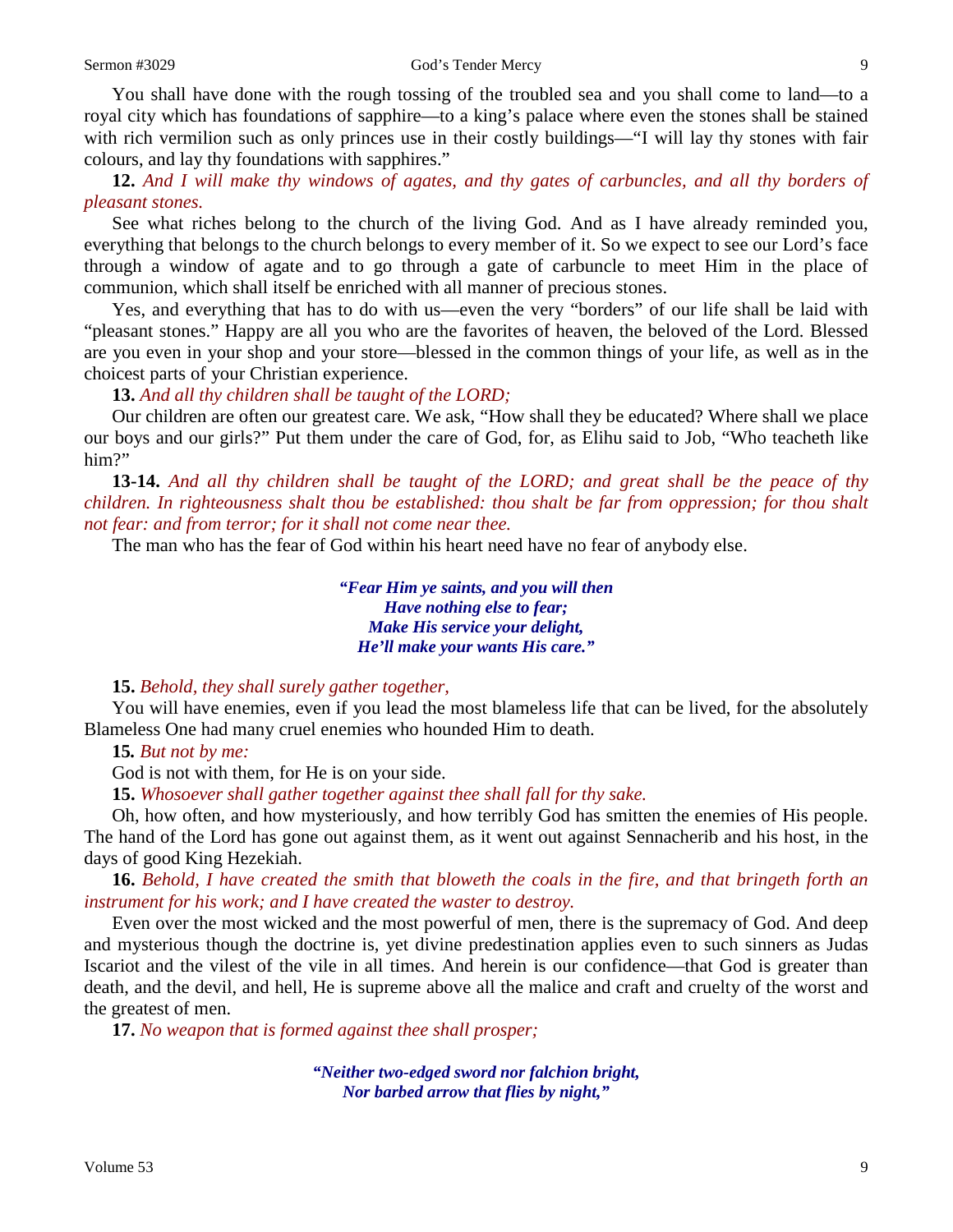You shall have done with the rough tossing of the troubled sea and you shall come to land—to a royal city which has foundations of sapphire—to a king's palace where even the stones shall be stained with rich vermilion such as only princes use in their costly buildings—"I will lay thy stones with fair colours, and lay thy foundations with sapphires."

**12.** *And I will make thy windows of agates, and thy gates of carbuncles, and all thy borders of pleasant stones.*

See what riches belong to the church of the living God. And as I have already reminded you, everything that belongs to the church belongs to every member of it. So we expect to see our Lord's face through a window of agate and to go through a gate of carbuncle to meet Him in the place of communion, which shall itself be enriched with all manner of precious stones.

Yes, and everything that has to do with us—even the very "borders" of our life shall be laid with "pleasant stones." Happy are all you who are the favorites of heaven, the beloved of the Lord. Blessed are you even in your shop and your store—blessed in the common things of your life, as well as in the choicest parts of your Christian experience.

**13.** *And all thy children shall be taught of the LORD;*

Our children are often our greatest care. We ask, "How shall they be educated? Where shall we place our boys and our girls?" Put them under the care of God, for, as Elihu said to Job, "Who teacheth like him?"

**13-14.** *And all thy children shall be taught of the LORD; and great shall be the peace of thy children. In righteousness shalt thou be established: thou shalt be far from oppression; for thou shalt not fear: and from terror; for it shall not come near thee.*

The man who has the fear of God within his heart need have no fear of anybody else.

> ***"Fear Him ye saints, and you will then***
> ***Have nothing else to fear;***
> ***Make His service your delight,***
> ***He'll make your wants His care."***

**15.** *Behold, they shall surely gather together,*

You will have enemies, even if you lead the most blameless life that can be lived, for the absolutely Blameless One had many cruel enemies who hounded Him to death.

**15.** *But not by me:*

God is not with them, for He is on your side.

**15.** *Whosoever shall gather together against thee shall fall for thy sake.*

Oh, how often, and how mysteriously, and how terribly God has smitten the enemies of His people. The hand of the Lord has gone out against them, as it went out against Sennacherib and his host, in the days of good King Hezekiah.

**16.** *Behold, I have created the smith that bloweth the coals in the fire, and that bringeth forth an instrument for his work; and I have created the waster to destroy.*

Even over the most wicked and the most powerful of men, there is the supremacy of God. And deep and mysterious though the doctrine is, yet divine predestination applies even to such sinners as Judas Iscariot and the vilest of the vile in all times. And herein is our confidence—that God is greater than death, and the devil, and hell, He is supreme above all the malice and craft and cruelty of the worst and the greatest of men.

**17.** *No weapon that is formed against thee shall prosper;*

> ***"Neither two-edged sword nor falchion bright,***
> ***Nor barbed arrow that flies by night,"***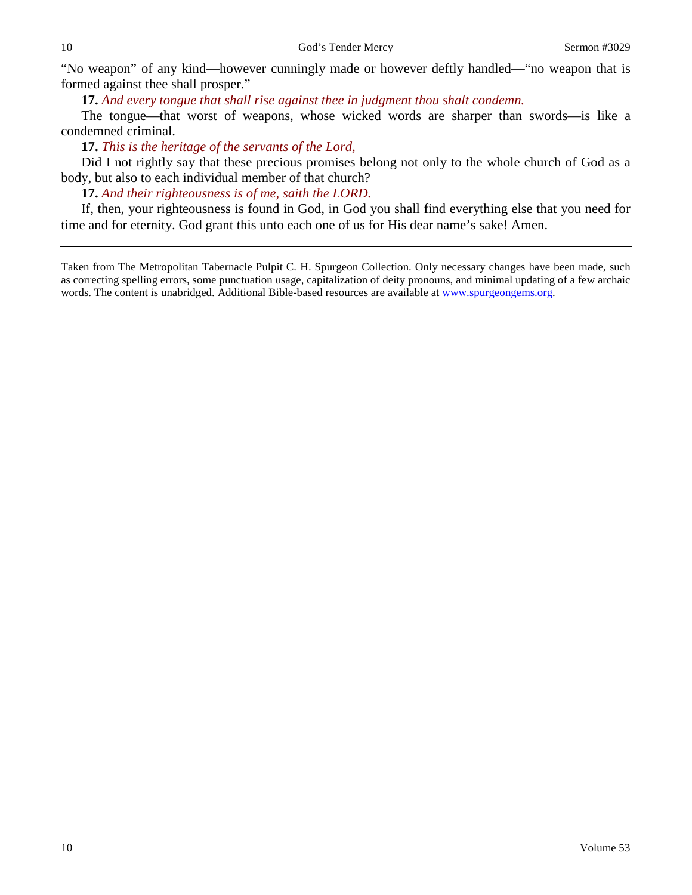"No weapon" of any kind—however cunningly made or however deftly handled—"no weapon that is formed against thee shall prosper."

**17.** *And every tongue that shall rise against thee in judgment thou shalt condemn.*

The tongue—that worst of weapons, whose wicked words are sharper than swords—is like a condemned criminal.

**17.** *This is the heritage of the servants of the Lord,*

Did I not rightly say that these precious promises belong not only to the whole church of God as a body, but also to each individual member of that church?

**17.** *And their righteousness is of me, saith the LORD.*

If, then, your righteousness is found in God, in God you shall find everything else that you need for time and for eternity. God grant this unto each one of us for His dear name's sake! Amen.

---

Taken from The Metropolitan Tabernacle Pulpit C. H. Spurgeon Collection. Only necessary changes have been made, such as correcting spelling errors, some punctuation usage, capitalization of deity pronouns, and minimal updating of a few archaic words. The content is unabridged. Additional Bible-based resources are available at www.spurgeongems.org.